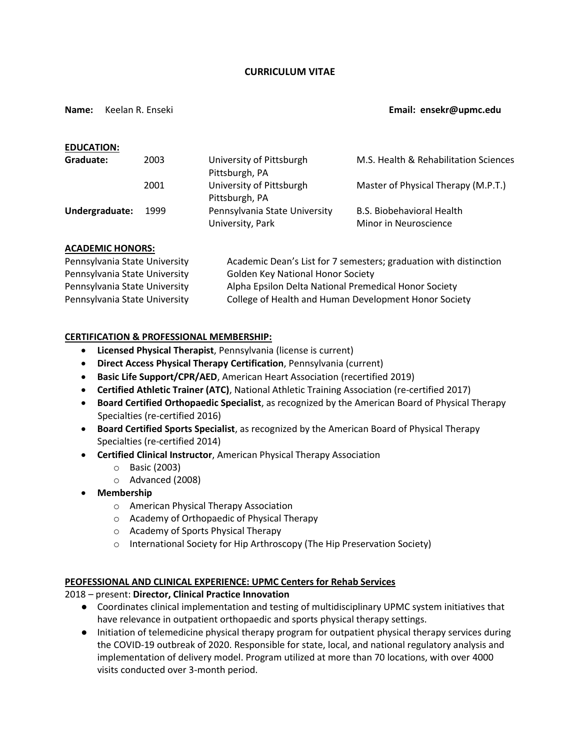# CURRICULUM VITAE

**Name:** Keelan R. Enseki **Email: ensekr@upmc.edu**

**EDUCATION:**

| | | | |
|---|---|---|---|
| **Graduate:** | 2003 | University of Pittsburgh<br>Pittsburgh, PA | M.S. Health & Rehabilitation Sciences |
| | 2001 | University of Pittsburgh<br>Pittsburgh, PA | Master of Physical Therapy (M.P.T.) |
| **Undergraduate:** | 1999 | Pennsylvania State University<br>University, Park | B.S. Biobehavioral Health<br>Minor in Neuroscience |

**ACADEMIC HONORS:**

| | |
|---|---|
| Pennsylvania State University | Academic Dean's List for 7 semesters; graduation with distinction |
| Pennsylvania State University | Golden Key National Honor Society |
| Pennsylvania State University | Alpha Epsilon Delta National Premedical Honor Society |
| Pennsylvania State University | College of Health and Human Development Honor Society |

**CERTIFICATION & PROFESSIONAL MEMBERSHIP:**

- **Licensed Physical Therapist**, Pennsylvania (license is current)
- **Direct Access Physical Therapy Certification**, Pennsylvania (current)
- **Basic Life Support/CPR/AED**, American Heart Association (recertified 2019)
- **Certified Athletic Trainer (ATC)**, National Athletic Training Association (re-certified 2017)
- **Board Certified Orthopaedic Specialist**, as recognized by the American Board of Physical Therapy Specialties (re-certified 2016)
- **Board Certified Sports Specialist**, as recognized by the American Board of Physical Therapy Specialties (re-certified 2014)
- **Certified Clinical Instructor**, American Physical Therapy Association
  - Basic (2003)
  - Advanced (2008)
- **Membership**
  - American Physical Therapy Association
  - Academy of Orthopaedic of Physical Therapy
  - Academy of Sports Physical Therapy
  - International Society for Hip Arthroscopy (The Hip Preservation Society)

**PEOFESSIONAL AND CLINICAL EXPERIENCE: UPMC Centers for Rehab Services**

2018 – present: **Director, Clinical Practice Innovation**

- Coordinates clinical implementation and testing of multidisciplinary UPMC system initiatives that have relevance in outpatient orthopaedic and sports physical therapy settings.
- Initiation of telemedicine physical therapy program for outpatient physical therapy services during the COVID-19 outbreak of 2020. Responsible for state, local, and national regulatory analysis and implementation of delivery model. Program utilized at more than 70 locations, with over 4000 visits conducted over 3-month period.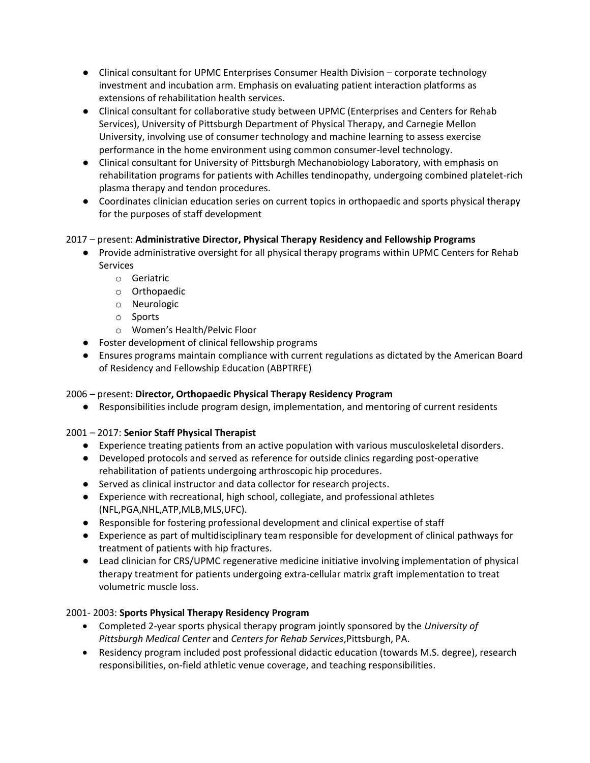- Clinical consultant for UPMC Enterprises Consumer Health Division – corporate technology investment and incubation arm. Emphasis on evaluating patient interaction platforms as extensions of rehabilitation health services.
- Clinical consultant for collaborative study between UPMC (Enterprises and Centers for Rehab Services), University of Pittsburgh Department of Physical Therapy, and Carnegie Mellon University, involving use of consumer technology and machine learning to assess exercise performance in the home environment using common consumer-level technology.
- Clinical consultant for University of Pittsburgh Mechanobiology Laboratory, with emphasis on rehabilitation programs for patients with Achilles tendinopathy, undergoing combined platelet-rich plasma therapy and tendon procedures.
- Coordinates clinician education series on current topics in orthopaedic and sports physical therapy for the purposes of staff development

2017 – present: **Administrative Director, Physical Therapy Residency and Fellowship Programs**

- Provide administrative oversight for all physical therapy programs within UPMC Centers for Rehab Services
  - Geriatric
  - Orthopaedic
  - Neurologic
  - Sports
  - Women's Health/Pelvic Floor
- Foster development of clinical fellowship programs
- Ensures programs maintain compliance with current regulations as dictated by the American Board of Residency and Fellowship Education (ABPTRFE)

2006 – present: **Director, Orthopaedic Physical Therapy Residency Program**

- Responsibilities include program design, implementation, and mentoring of current residents

2001 – 2017: **Senior Staff Physical Therapist**

- Experience treating patients from an active population with various musculoskeletal disorders.
- Developed protocols and served as reference for outside clinics regarding post-operative rehabilitation of patients undergoing arthroscopic hip procedures.
- Served as clinical instructor and data collector for research projects.
- Experience with recreational, high school, collegiate, and professional athletes (NFL,PGA,NHL,ATP,MLB,MLS,UFC).
- Responsible for fostering professional development and clinical expertise of staff
- Experience as part of multidisciplinary team responsible for development of clinical pathways for treatment of patients with hip fractures.
- Lead clinician for CRS/UPMC regenerative medicine initiative involving implementation of physical therapy treatment for patients undergoing extra-cellular matrix graft implementation to treat volumetric muscle loss.

2001- 2003: **Sports Physical Therapy Residency Program**

- Completed 2-year sports physical therapy program jointly sponsored by the *University of Pittsburgh Medical Center* and *Centers for Rehab Services*,Pittsburgh, PA.
- Residency program included post professional didactic education (towards M.S. degree), research responsibilities, on-field athletic venue coverage, and teaching responsibilities.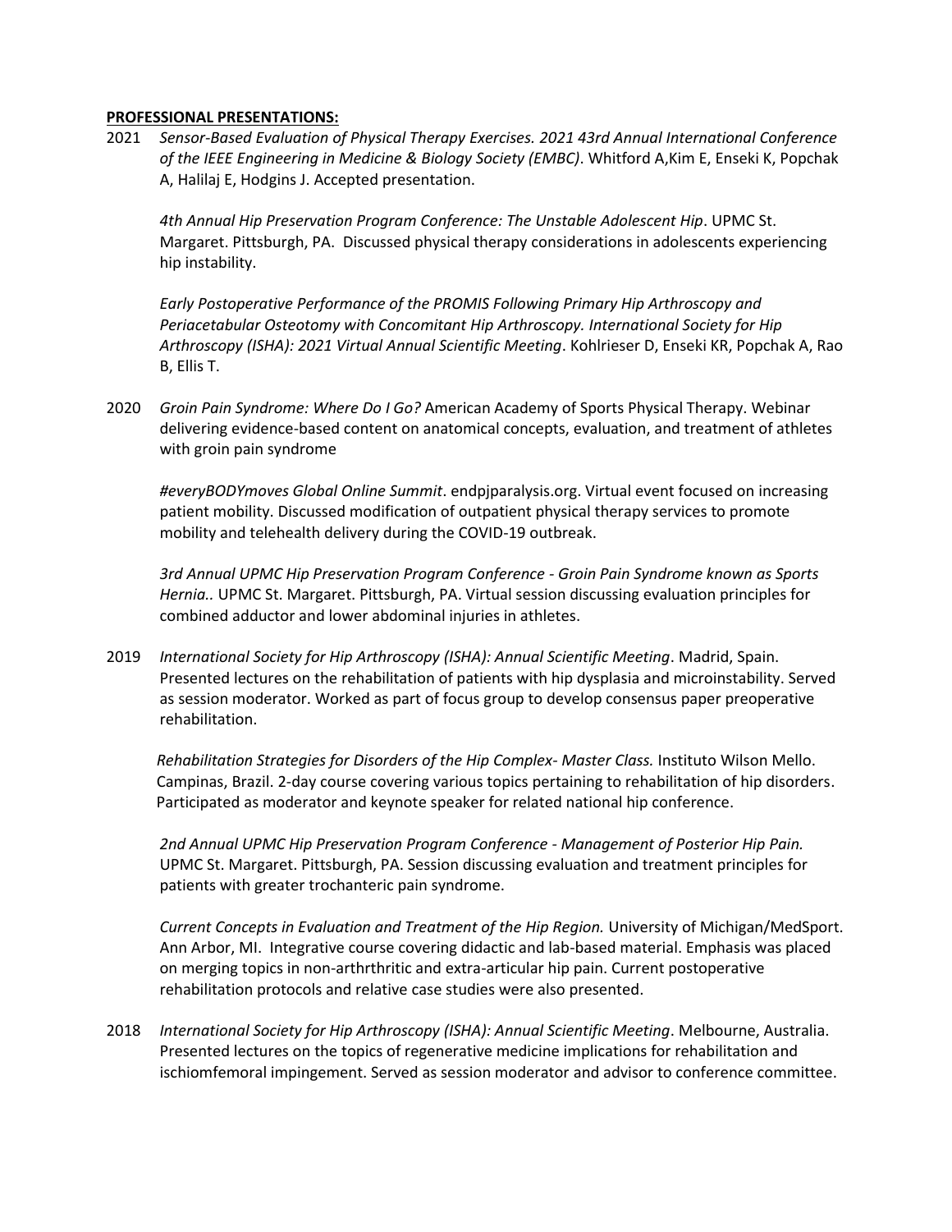**PROFESSIONAL PRESENTATIONS:**

2021 *Sensor-Based Evaluation of Physical Therapy Exercises. 2021 43rd Annual International Conference of the IEEE Engineering in Medicine & Biology Society (EMBC)*. Whitford A,Kim E, Enseki K, Popchak A, Halilaj E, Hodgins J. Accepted presentation.

*4th Annual Hip Preservation Program Conference: The Unstable Adolescent Hip*. UPMC St. Margaret. Pittsburgh, PA. Discussed physical therapy considerations in adolescents experiencing hip instability.

*Early Postoperative Performance of the PROMIS Following Primary Hip Arthroscopy and Periacetabular Osteotomy with Concomitant Hip Arthroscopy. International Society for Hip Arthroscopy (ISHA): 2021 Virtual Annual Scientific Meeting*. Kohlrieser D, Enseki KR, Popchak A, Rao B, Ellis T.

2020 *Groin Pain Syndrome: Where Do I Go?* American Academy of Sports Physical Therapy. Webinar delivering evidence-based content on anatomical concepts, evaluation, and treatment of athletes with groin pain syndrome

*#everyBODYmoves Global Online Summit*. endpjparalysis.org. Virtual event focused on increasing patient mobility. Discussed modification of outpatient physical therapy services to promote mobility and telehealth delivery during the COVID-19 outbreak.

*3rd Annual UPMC Hip Preservation Program Conference - Groin Pain Syndrome known as Sports Hernia.*. UPMC St. Margaret. Pittsburgh, PA. Virtual session discussing evaluation principles for combined adductor and lower abdominal injuries in athletes.

2019 *International Society for Hip Arthroscopy (ISHA): Annual Scientific Meeting*. Madrid, Spain. Presented lectures on the rehabilitation of patients with hip dysplasia and microinstability. Served as session moderator. Worked as part of focus group to develop consensus paper preoperative rehabilitation.

*Rehabilitation Strategies for Disorders of the Hip Complex- Master Class.* Instituto Wilson Mello. Campinas, Brazil. 2-day course covering various topics pertaining to rehabilitation of hip disorders. Participated as moderator and keynote speaker for related national hip conference.

*2nd Annual UPMC Hip Preservation Program Conference - Management of Posterior Hip Pain.* UPMC St. Margaret. Pittsburgh, PA. Session discussing evaluation and treatment principles for patients with greater trochanteric pain syndrome.

*Current Concepts in Evaluation and Treatment of the Hip Region.* University of Michigan/MedSport. Ann Arbor, MI. Integrative course covering didactic and lab-based material. Emphasis was placed on merging topics in non-arthrthritic and extra-articular hip pain. Current postoperative rehabilitation protocols and relative case studies were also presented.

2018 *International Society for Hip Arthroscopy (ISHA): Annual Scientific Meeting*. Melbourne, Australia. Presented lectures on the topics of regenerative medicine implications for rehabilitation and ischiomfemoral impingement. Served as session moderator and advisor to conference committee.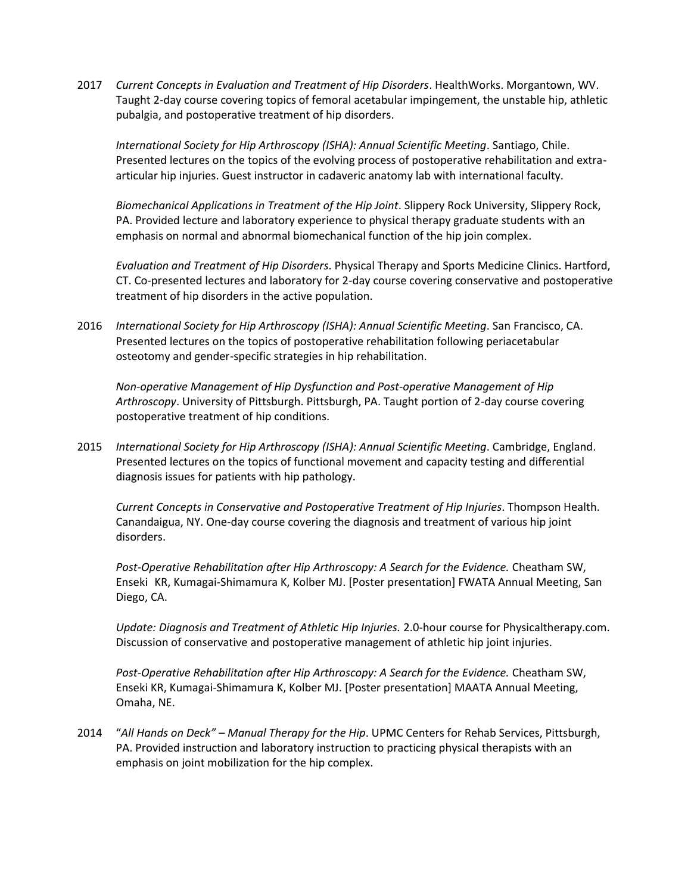2017 *Current Concepts in Evaluation and Treatment of Hip Disorders*. HealthWorks. Morgantown, WV. Taught 2-day course covering topics of femoral acetabular impingement, the unstable hip, athletic pubalgia, and postoperative treatment of hip disorders.

*International Society for Hip Arthroscopy (ISHA): Annual Scientific Meeting*. Santiago, Chile. Presented lectures on the topics of the evolving process of postoperative rehabilitation and extra-articular hip injuries. Guest instructor in cadaveric anatomy lab with international faculty.

*Biomechanical Applications in Treatment of the Hip Joint*. Slippery Rock University, Slippery Rock, PA. Provided lecture and laboratory experience to physical therapy graduate students with an emphasis on normal and abnormal biomechanical function of the hip join complex.

*Evaluation and Treatment of Hip Disorders*. Physical Therapy and Sports Medicine Clinics. Hartford, CT. Co-presented lectures and laboratory for 2-day course covering conservative and postoperative treatment of hip disorders in the active population.

2016 *International Society for Hip Arthroscopy (ISHA): Annual Scientific Meeting*. San Francisco, CA. Presented lectures on the topics of postoperative rehabilitation following periacetabular osteotomy and gender-specific strategies in hip rehabilitation.

*Non-operative Management of Hip Dysfunction and Post-operative Management of Hip Arthroscopy*. University of Pittsburgh. Pittsburgh, PA. Taught portion of 2-day course covering postoperative treatment of hip conditions.

2015 *International Society for Hip Arthroscopy (ISHA): Annual Scientific Meeting*. Cambridge, England. Presented lectures on the topics of functional movement and capacity testing and differential diagnosis issues for patients with hip pathology.

*Current Concepts in Conservative and Postoperative Treatment of Hip Injuries*. Thompson Health. Canandaigua, NY. One-day course covering the diagnosis and treatment of various hip joint disorders.

*Post-Operative Rehabilitation after Hip Arthroscopy: A Search for the Evidence.* Cheatham SW, Enseki KR, Kumagai-Shimamura K, Kolber MJ. [Poster presentation] FWATA Annual Meeting, San Diego, CA.

*Update: Diagnosis and Treatment of Athletic Hip Injuries.* 2.0-hour course for Physicaltherapy.com. Discussion of conservative and postoperative management of athletic hip joint injuries.

*Post-Operative Rehabilitation after Hip Arthroscopy: A Search for the Evidence.* Cheatham SW, Enseki KR, Kumagai-Shimamura K, Kolber MJ. [Poster presentation] MAATA Annual Meeting, Omaha, NE.

2014 "*All Hands on Deck" – Manual Therapy for the Hip*. UPMC Centers for Rehab Services, Pittsburgh, PA. Provided instruction and laboratory instruction to practicing physical therapists with an emphasis on joint mobilization for the hip complex.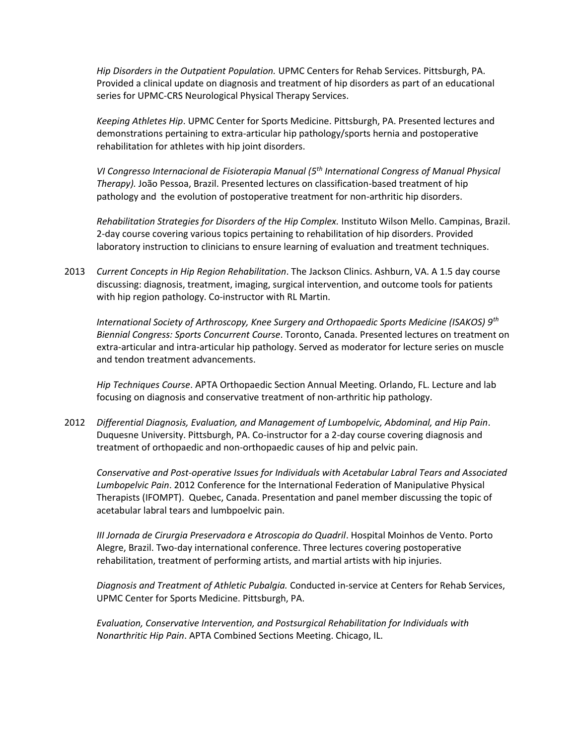*Hip Disorders in the Outpatient Population.* UPMC Centers for Rehab Services. Pittsburgh, PA. Provided a clinical update on diagnosis and treatment of hip disorders as part of an educational series for UPMC-CRS Neurological Physical Therapy Services.

*Keeping Athletes Hip*. UPMC Center for Sports Medicine. Pittsburgh, PA. Presented lectures and demonstrations pertaining to extra-articular hip pathology/sports hernia and postoperative rehabilitation for athletes with hip joint disorders.

*VI Congresso Internacional de Fisioterapia Manual (5th International Congress of Manual Physical Therapy).* João Pessoa, Brazil. Presented lectures on classification-based treatment of hip pathology and the evolution of postoperative treatment for non-arthritic hip disorders.

*Rehabilitation Strategies for Disorders of the Hip Complex.* Instituto Wilson Mello. Campinas, Brazil. 2-day course covering various topics pertaining to rehabilitation of hip disorders. Provided laboratory instruction to clinicians to ensure learning of evaluation and treatment techniques.

2013 *Current Concepts in Hip Region Rehabilitation*. The Jackson Clinics. Ashburn, VA. A 1.5 day course discussing: diagnosis, treatment, imaging, surgical intervention, and outcome tools for patients with hip region pathology. Co-instructor with RL Martin.

*International Society of Arthroscopy, Knee Surgery and Orthopaedic Sports Medicine (ISAKOS) 9th Biennial Congress: Sports Concurrent Course*. Toronto, Canada. Presented lectures on treatment on extra-articular and intra-articular hip pathology. Served as moderator for lecture series on muscle and tendon treatment advancements.

*Hip Techniques Course*. APTA Orthopaedic Section Annual Meeting. Orlando, FL. Lecture and lab focusing on diagnosis and conservative treatment of non-arthritic hip pathology.

2012 *Differential Diagnosis, Evaluation, and Management of Lumbopelvic, Abdominal, and Hip Pain*. Duquesne University. Pittsburgh, PA. Co-instructor for a 2-day course covering diagnosis and treatment of orthopaedic and non-orthopaedic causes of hip and pelvic pain.

*Conservative and Post-operative Issues for Individuals with Acetabular Labral Tears and Associated Lumbopelvic Pain*. 2012 Conference for the International Federation of Manipulative Physical Therapists (IFOMPT). Quebec, Canada. Presentation and panel member discussing the topic of acetabular labral tears and lumbpoelvic pain.

*III Jornada de Cirurgia Preservadora e Atroscopia do Quadril*. Hospital Moinhos de Vento. Porto Alegre, Brazil. Two-day international conference. Three lectures covering postoperative rehabilitation, treatment of performing artists, and martial artists with hip injuries.

*Diagnosis and Treatment of Athletic Pubalgia.* Conducted in-service at Centers for Rehab Services, UPMC Center for Sports Medicine. Pittsburgh, PA.

*Evaluation, Conservative Intervention, and Postsurgical Rehabilitation for Individuals with Nonarthritic Hip Pain*. APTA Combined Sections Meeting. Chicago, IL.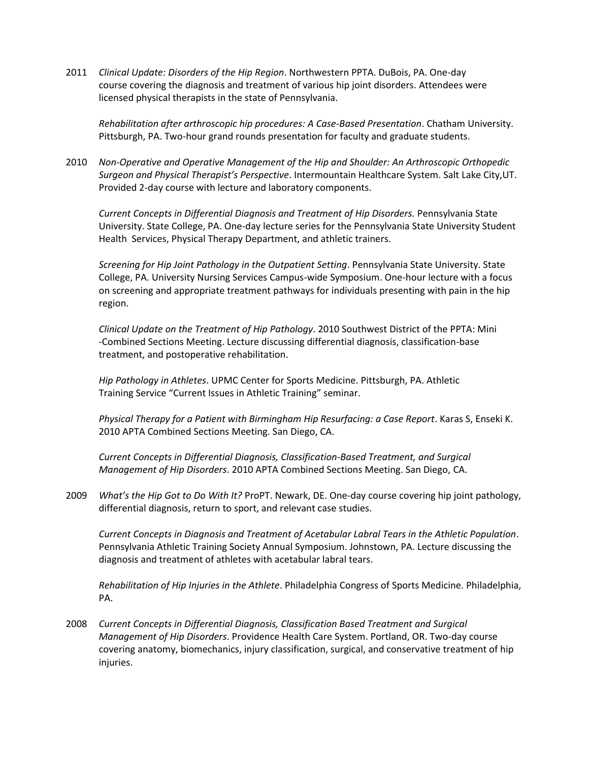2011 *Clinical Update: Disorders of the Hip Region*. Northwestern PPTA. DuBois, PA. One-day course covering the diagnosis and treatment of various hip joint disorders. Attendees were licensed physical therapists in the state of Pennsylvania.

*Rehabilitation after arthroscopic hip procedures: A Case-Based Presentation*. Chatham University. Pittsburgh, PA. Two-hour grand rounds presentation for faculty and graduate students.

2010 *Non-Operative and Operative Management of the Hip and Shoulder: An Arthroscopic Orthopedic Surgeon and Physical Therapist's Perspective*. Intermountain Healthcare System. Salt Lake City,UT. Provided 2-day course with lecture and laboratory components.

*Current Concepts in Differential Diagnosis and Treatment of Hip Disorders.* Pennsylvania State University. State College, PA. One-day lecture series for the Pennsylvania State University Student Health Services, Physical Therapy Department, and athletic trainers.

*Screening for Hip Joint Pathology in the Outpatient Setting*. Pennsylvania State University. State College, PA. University Nursing Services Campus-wide Symposium. One-hour lecture with a focus on screening and appropriate treatment pathways for individuals presenting with pain in the hip region.

*Clinical Update on the Treatment of Hip Pathology*. 2010 Southwest District of the PPTA: Mini -Combined Sections Meeting. Lecture discussing differential diagnosis, classification-base treatment, and postoperative rehabilitation.

*Hip Pathology in Athletes*. UPMC Center for Sports Medicine. Pittsburgh, PA. Athletic Training Service "Current Issues in Athletic Training" seminar.

*Physical Therapy for a Patient with Birmingham Hip Resurfacing: a Case Report*. Karas S, Enseki K. 2010 APTA Combined Sections Meeting. San Diego, CA.

*Current Concepts in Differential Diagnosis, Classification-Based Treatment, and Surgical Management of Hip Disorders*. 2010 APTA Combined Sections Meeting. San Diego, CA.

2009 *What's the Hip Got to Do With It?* ProPT. Newark, DE. One-day course covering hip joint pathology, differential diagnosis, return to sport, and relevant case studies.

*Current Concepts in Diagnosis and Treatment of Acetabular Labral Tears in the Athletic Population*. Pennsylvania Athletic Training Society Annual Symposium. Johnstown, PA. Lecture discussing the diagnosis and treatment of athletes with acetabular labral tears.

*Rehabilitation of Hip Injuries in the Athlete*. Philadelphia Congress of Sports Medicine. Philadelphia, PA.

2008 *Current Concepts in Differential Diagnosis, Classification Based Treatment and Surgical Management of Hip Disorders*. Providence Health Care System. Portland, OR. Two-day course covering anatomy, biomechanics, injury classification, surgical, and conservative treatment of hip injuries.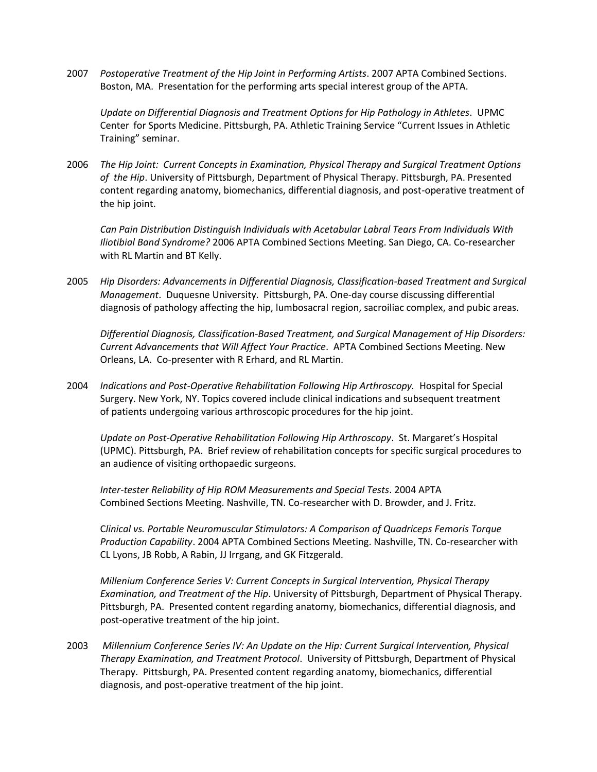2007 *Postoperative Treatment of the Hip Joint in Performing Artists*. 2007 APTA Combined Sections. Boston, MA. Presentation for the performing arts special interest group of the APTA.

*Update on Differential Diagnosis and Treatment Options for Hip Pathology in Athletes*. UPMC Center for Sports Medicine. Pittsburgh, PA. Athletic Training Service "Current Issues in Athletic Training" seminar.

2006 *The Hip Joint: Current Concepts in Examination, Physical Therapy and Surgical Treatment Options of the Hip*. University of Pittsburgh, Department of Physical Therapy. Pittsburgh, PA. Presented content regarding anatomy, biomechanics, differential diagnosis, and post-operative treatment of the hip joint.

*Can Pain Distribution Distinguish Individuals with Acetabular Labral Tears From Individuals With Iliotibial Band Syndrome?* 2006 APTA Combined Sections Meeting. San Diego, CA. Co-researcher with RL Martin and BT Kelly.

2005 *Hip Disorders: Advancements in Differential Diagnosis, Classification-based Treatment and Surgical Management*. Duquesne University. Pittsburgh, PA. One-day course discussing differential diagnosis of pathology affecting the hip, lumbosacral region, sacroiliac complex, and pubic areas.

*Differential Diagnosis, Classification-Based Treatment, and Surgical Management of Hip Disorders: Current Advancements that Will Affect Your Practice*. APTA Combined Sections Meeting. New Orleans, LA. Co-presenter with R Erhard, and RL Martin.

2004 *Indications and Post-Operative Rehabilitation Following Hip Arthroscopy.* Hospital for Special Surgery. New York, NY. Topics covered include clinical indications and subsequent treatment of patients undergoing various arthroscopic procedures for the hip joint.

*Update on Post-Operative Rehabilitation Following Hip Arthroscopy*. St. Margaret's Hospital (UPMC). Pittsburgh, PA. Brief review of rehabilitation concepts for specific surgical procedures to an audience of visiting orthopaedic surgeons.

*Inter-tester Reliability of Hip ROM Measurements and Special Tests*. 2004 APTA Combined Sections Meeting. Nashville, TN. Co-researcher with D. Browder, and J. Fritz.

*Clinical vs. Portable Neuromuscular Stimulators: A Comparison of Quadriceps Femoris Torque Production Capability*. 2004 APTA Combined Sections Meeting. Nashville, TN. Co-researcher with CL Lyons, JB Robb, A Rabin, JJ Irrgang, and GK Fitzgerald.

*Millenium Conference Series V: Current Concepts in Surgical Intervention, Physical Therapy Examination, and Treatment of the Hip*. University of Pittsburgh, Department of Physical Therapy. Pittsburgh, PA. Presented content regarding anatomy, biomechanics, differential diagnosis, and post-operative treatment of the hip joint.

2003 *Millennium Conference Series IV: An Update on the Hip: Current Surgical Intervention, Physical Therapy Examination, and Treatment Protocol*. University of Pittsburgh, Department of Physical Therapy. Pittsburgh, PA. Presented content regarding anatomy, biomechanics, differential diagnosis, and post-operative treatment of the hip joint.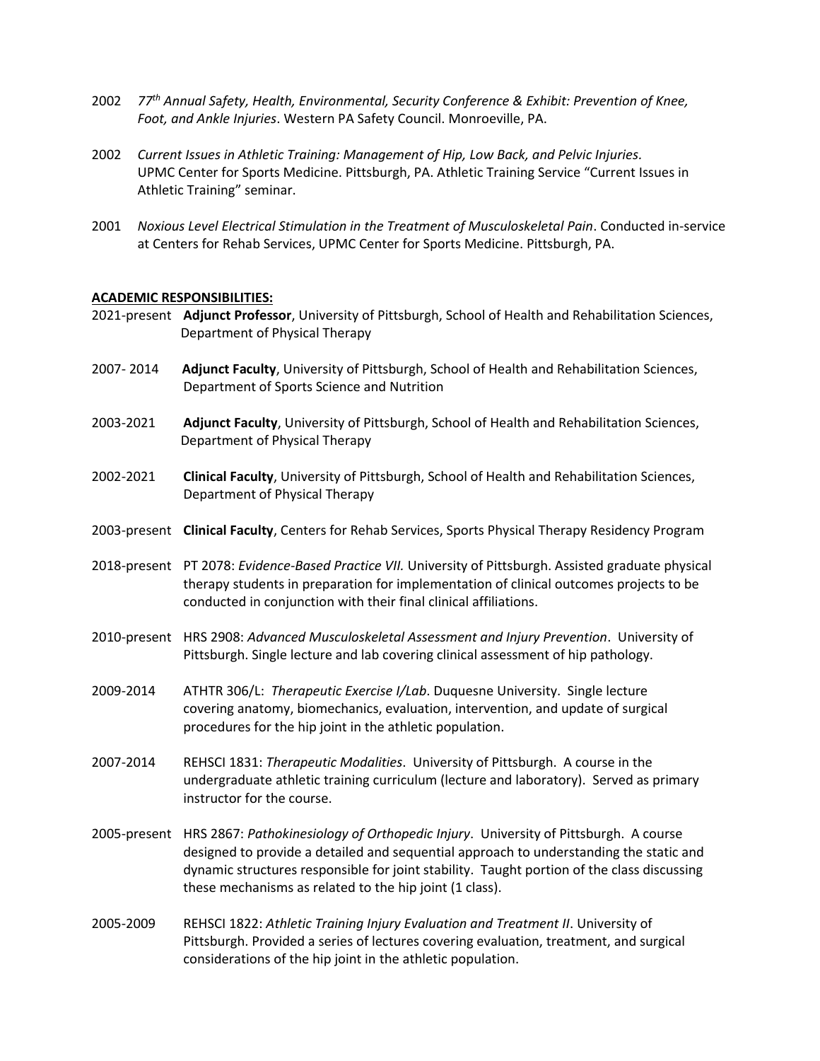2002 *77th Annual Safety, Health, Environmental, Security Conference & Exhibit: Prevention of Knee, Foot, and Ankle Injuries*. Western PA Safety Council. Monroeville, PA.

2002 *Current Issues in Athletic Training: Management of Hip, Low Back, and Pelvic Injuries*. UPMC Center for Sports Medicine. Pittsburgh, PA. Athletic Training Service "Current Issues in Athletic Training" seminar.

2001 *Noxious Level Electrical Stimulation in the Treatment of Musculoskeletal Pain*. Conducted in-service at Centers for Rehab Services, UPMC Center for Sports Medicine. Pittsburgh, PA.

**ACADEMIC RESPONSIBILITIES:**

2021-present **Adjunct Professor**, University of Pittsburgh, School of Health and Rehabilitation Sciences, Department of Physical Therapy

2007- 2014 **Adjunct Faculty**, University of Pittsburgh, School of Health and Rehabilitation Sciences, Department of Sports Science and Nutrition

2003-2021 **Adjunct Faculty**, University of Pittsburgh, School of Health and Rehabilitation Sciences, Department of Physical Therapy

2002-2021 **Clinical Faculty**, University of Pittsburgh, School of Health and Rehabilitation Sciences, Department of Physical Therapy

2003-present **Clinical Faculty**, Centers for Rehab Services, Sports Physical Therapy Residency Program

2018-present PT 2078: *Evidence-Based Practice VII.* University of Pittsburgh. Assisted graduate physical therapy students in preparation for implementation of clinical outcomes projects to be conducted in conjunction with their final clinical affiliations.

2010-present HRS 2908: *Advanced Musculoskeletal Assessment and Injury Prevention*. University of Pittsburgh. Single lecture and lab covering clinical assessment of hip pathology.

2009-2014 ATHTR 306/L: *Therapeutic Exercise I/Lab*. Duquesne University. Single lecture covering anatomy, biomechanics, evaluation, intervention, and update of surgical procedures for the hip joint in the athletic population.

2007-2014 REHSCI 1831: *Therapeutic Modalities*. University of Pittsburgh. A course in the undergraduate athletic training curriculum (lecture and laboratory). Served as primary instructor for the course.

2005-present HRS 2867: *Pathokinesiology of Orthopedic Injury*. University of Pittsburgh. A course designed to provide a detailed and sequential approach to understanding the static and dynamic structures responsible for joint stability. Taught portion of the class discussing these mechanisms as related to the hip joint (1 class).

2005-2009 REHSCI 1822: *Athletic Training Injury Evaluation and Treatment II*. University of Pittsburgh. Provided a series of lectures covering evaluation, treatment, and surgical considerations of the hip joint in the athletic population.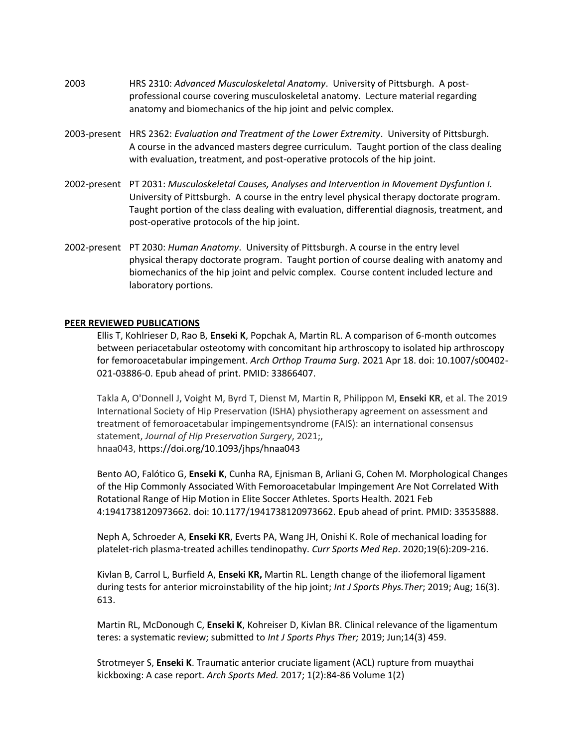2003 HRS 2310: *Advanced Musculoskeletal Anatomy*. University of Pittsburgh. A post-professional course covering musculoskeletal anatomy. Lecture material regarding anatomy and biomechanics of the hip joint and pelvic complex.

2003-present HRS 2362: *Evaluation and Treatment of the Lower Extremity*. University of Pittsburgh. A course in the advanced masters degree curriculum. Taught portion of the class dealing with evaluation, treatment, and post-operative protocols of the hip joint.

2002-present PT 2031: *Musculoskeletal Causes, Analyses and Intervention in Movement Dysfuntion I.* University of Pittsburgh. A course in the entry level physical therapy doctorate program. Taught portion of the class dealing with evaluation, differential diagnosis, treatment, and post-operative protocols of the hip joint.

2002-present PT 2030: *Human Anatomy*. University of Pittsburgh. A course in the entry level physical therapy doctorate program. Taught portion of course dealing with anatomy and biomechanics of the hip joint and pelvic complex. Course content included lecture and laboratory portions.

## PEER REVIEWED PUBLICATIONS

Ellis T, Kohlrieser D, Rao B, **Enseki K**, Popchak A, Martin RL. A comparison of 6-month outcomes between periacetabular osteotomy with concomitant hip arthroscopy to isolated hip arthroscopy for femoroacetabular impingement. *Arch Orthop Trauma Surg*. 2021 Apr 18. doi: 10.1007/s00402-021-03886-0. Epub ahead of print. PMID: 33866407.

Takla A, O'Donnell J, Voight M, Byrd T, Dienst M, Martin R, Philippon M, **Enseki KR**, et al. The 2019 International Society of Hip Preservation (ISHA) physiotherapy agreement on assessment and treatment of femoroacetabular impingementsyndrome (FAIS): an international consensus statement, *Journal of Hip Preservation Surgery*, 2021;, hnaa043, https://doi.org/10.1093/jhps/hnaa043

Bento AO, Falótico G, **Enseki K**, Cunha RA, Ejnisman B, Arliani G, Cohen M. Morphological Changes of the Hip Commonly Associated With Femoroacetabular Impingement Are Not Correlated With Rotational Range of Hip Motion in Elite Soccer Athletes. Sports Health. 2021 Feb 4:1941738120973662. doi: 10.1177/1941738120973662. Epub ahead of print. PMID: 33535888.

Neph A, Schroeder A, **Enseki KR**, Everts PA, Wang JH, Onishi K. Role of mechanical loading for platelet-rich plasma-treated achilles tendinopathy. *Curr Sports Med Rep*. 2020;19(6):209-216.

Kivlan B, Carrol L, Burfield A, **Enseki KR,** Martin RL. Length change of the iliofemoral ligament during tests for anterior microinstability of the hip joint; *Int J Sports Phys.Ther*; 2019; Aug; 16(3). 613.

Martin RL, McDonough C, **Enseki K**, Kohreiser D, Kivlan BR. Clinical relevance of the ligamentum teres: a systematic review; submitted to *Int J Sports Phys Ther;* 2019; Jun;14(3) 459.

Strotmeyer S, **Enseki K**. Traumatic anterior cruciate ligament (ACL) rupture from muaythai kickboxing: A case report. *Arch Sports Med.* 2017; 1(2):84-86 Volume 1(2)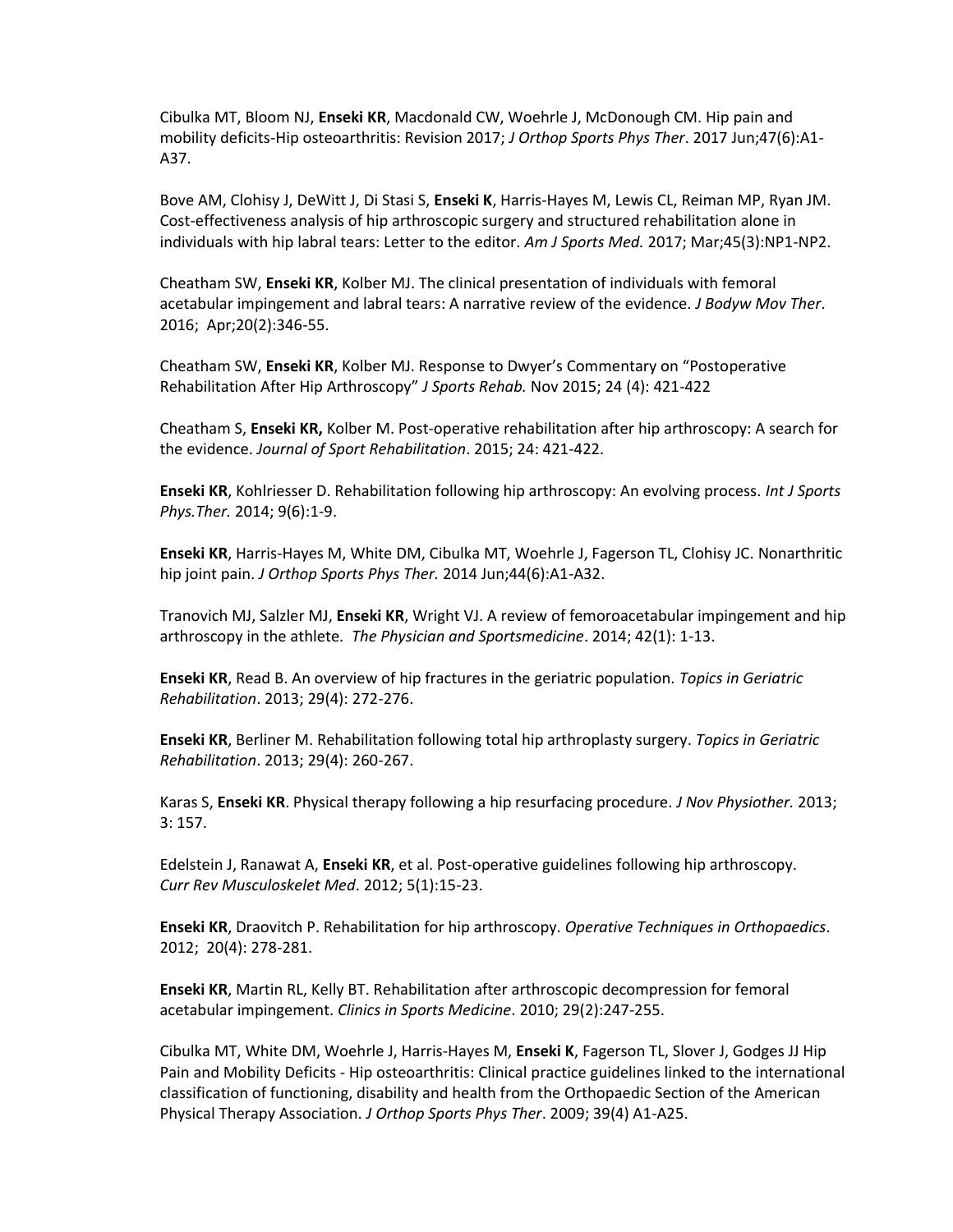Cibulka MT, Bloom NJ, **Enseki KR**, Macdonald CW, Woehrle J, McDonough CM. Hip pain and mobility deficits-Hip osteoarthritis: Revision 2017; *J Orthop Sports Phys Ther*. 2017 Jun;47(6):A1-A37.

Bove AM, Clohisy J, DeWitt J, Di Stasi S, **Enseki K**, Harris-Hayes M, Lewis CL, Reiman MP, Ryan JM. Cost-effectiveness analysis of hip arthroscopic surgery and structured rehabilitation alone in individuals with hip labral tears: Letter to the editor. *Am J Sports Med.* 2017; Mar;45(3):NP1-NP2.

Cheatham SW, **Enseki KR**, Kolber MJ. The clinical presentation of individuals with femoral acetabular impingement and labral tears: A narrative review of the evidence. *J Bodyw Mov Ther*. 2016; Apr;20(2):346-55.

Cheatham SW, **Enseki KR**, Kolber MJ. Response to Dwyer's Commentary on "Postoperative Rehabilitation After Hip Arthroscopy" *J Sports Rehab.* Nov 2015; 24 (4): 421-422

Cheatham S, **Enseki KR,** Kolber M. Post-operative rehabilitation after hip arthroscopy: A search for the evidence. *Journal of Sport Rehabilitation*. 2015; 24: 421-422.

**Enseki KR**, Kohlriesser D. Rehabilitation following hip arthroscopy: An evolving process. *Int J Sports Phys.Ther.* 2014; 9(6):1-9.

**Enseki KR**, Harris-Hayes M, White DM, Cibulka MT, Woehrle J, Fagerson TL, Clohisy JC. Nonarthritic hip joint pain. *J Orthop Sports Phys Ther.* 2014 Jun;44(6):A1-A32.

Tranovich MJ, Salzler MJ, **Enseki KR**, Wright VJ. A review of femoroacetabular impingement and hip arthroscopy in the athlete. *The Physician and Sportsmedicine*. 2014; 42(1): 1-13.

**Enseki KR**, Read B. An overview of hip fractures in the geriatric population. *Topics in Geriatric Rehabilitation*. 2013; 29(4): 272-276.

**Enseki KR**, Berliner M. Rehabilitation following total hip arthroplasty surgery. *Topics in Geriatric Rehabilitation*. 2013; 29(4): 260-267.

Karas S, **Enseki KR**. Physical therapy following a hip resurfacing procedure. *J Nov Physiother.* 2013; 3: 157.

Edelstein J, Ranawat A, **Enseki KR**, et al. Post-operative guidelines following hip arthroscopy. *Curr Rev Musculoskelet Med*. 2012; 5(1):15-23.

**Enseki KR**, Draovitch P. Rehabilitation for hip arthroscopy. *Operative Techniques in Orthopaedics*. 2012; 20(4): 278-281.

**Enseki KR**, Martin RL, Kelly BT. Rehabilitation after arthroscopic decompression for femoral acetabular impingement. *Clinics in Sports Medicine*. 2010; 29(2):247-255.

Cibulka MT, White DM, Woehrle J, Harris-Hayes M, **Enseki K**, Fagerson TL, Slover J, Godges JJ Hip Pain and Mobility Deficits - Hip osteoarthritis: Clinical practice guidelines linked to the international classification of functioning, disability and health from the Orthopaedic Section of the American Physical Therapy Association. *J Orthop Sports Phys Ther*. 2009; 39(4) A1-A25.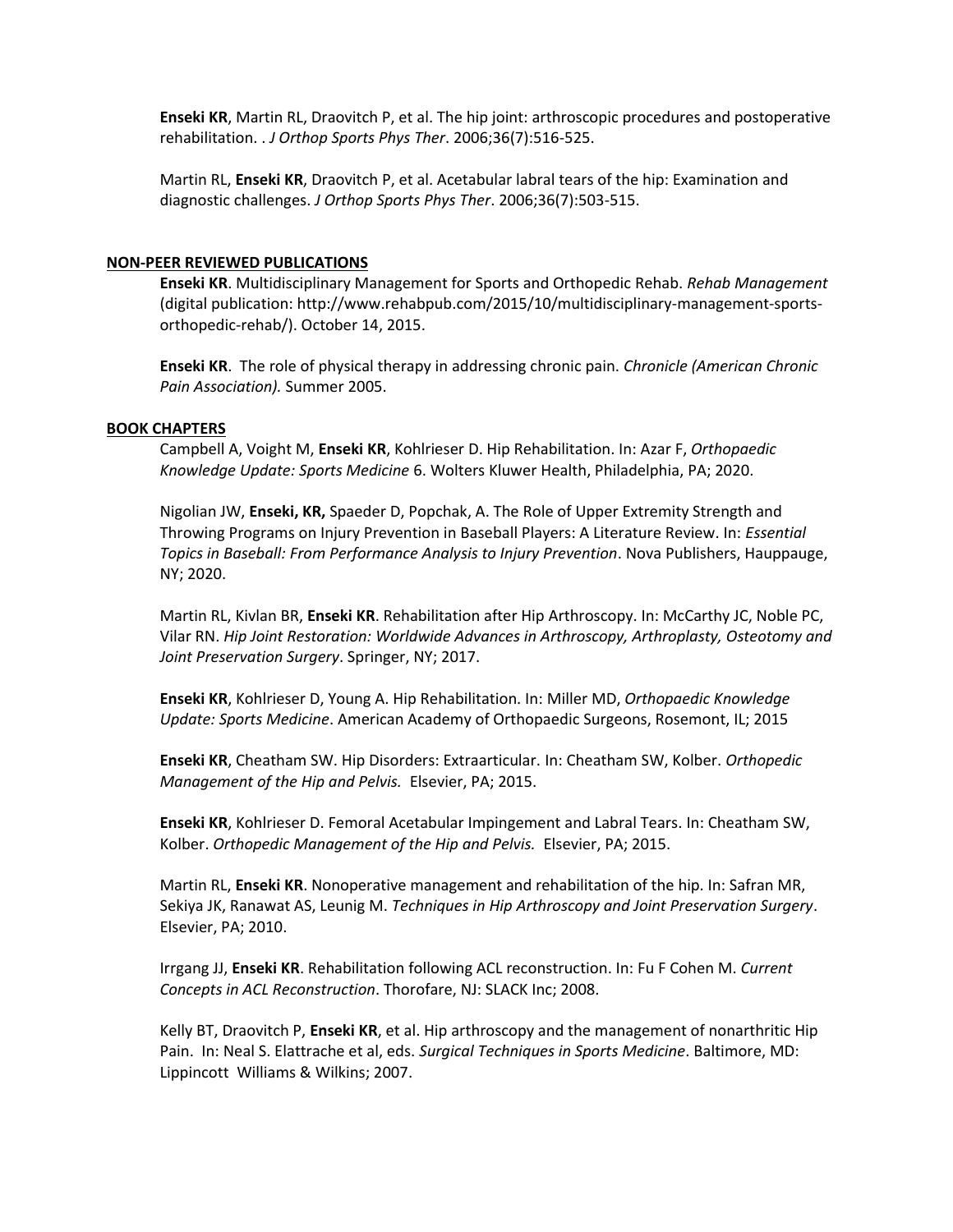**Enseki KR**, Martin RL, Draovitch P, et al. The hip joint: arthroscopic procedures and postoperative rehabilitation. . *J Orthop Sports Phys Ther*. 2006;36(7):516-525.

Martin RL, **Enseki KR**, Draovitch P, et al. Acetabular labral tears of the hip: Examination and diagnostic challenges. *J Orthop Sports Phys Ther*. 2006;36(7):503-515.

## NON-PEER REVIEWED PUBLICATIONS

**Enseki KR**. Multidisciplinary Management for Sports and Orthopedic Rehab. *Rehab Management* (digital publication: http://www.rehabpub.com/2015/10/multidisciplinary-management-sports-orthopedic-rehab/). October 14, 2015.

**Enseki KR**. The role of physical therapy in addressing chronic pain. *Chronicle (American Chronic Pain Association).* Summer 2005.

## BOOK CHAPTERS

Campbell A, Voight M, **Enseki KR**, Kohlrieser D. Hip Rehabilitation. In: Azar F, *Orthopaedic Knowledge Update: Sports Medicine* 6. Wolters Kluwer Health, Philadelphia, PA; 2020.

Nigolian JW, **Enseki, KR,** Spaeder D, Popchak, A. The Role of Upper Extremity Strength and Throwing Programs on Injury Prevention in Baseball Players: A Literature Review. In: *Essential Topics in Baseball: From Performance Analysis to Injury Prevention*. Nova Publishers, Hauppauge, NY; 2020.

Martin RL, Kivlan BR, **Enseki KR**. Rehabilitation after Hip Arthroscopy. In: McCarthy JC, Noble PC, Vilar RN. *Hip Joint Restoration: Worldwide Advances in Arthroscopy, Arthroplasty, Osteotomy and Joint Preservation Surgery*. Springer, NY; 2017.

**Enseki KR**, Kohlrieser D, Young A. Hip Rehabilitation. In: Miller MD, *Orthopaedic Knowledge Update: Sports Medicine*. American Academy of Orthopaedic Surgeons, Rosemont, IL; 2015

**Enseki KR**, Cheatham SW. Hip Disorders: Extraarticular. In: Cheatham SW, Kolber. *Orthopedic Management of the Hip and Pelvis.* Elsevier, PA; 2015.

**Enseki KR**, Kohlrieser D. Femoral Acetabular Impingement and Labral Tears. In: Cheatham SW, Kolber. *Orthopedic Management of the Hip and Pelvis.* Elsevier, PA; 2015.

Martin RL, **Enseki KR**. Nonoperative management and rehabilitation of the hip. In: Safran MR, Sekiya JK, Ranawat AS, Leunig M. *Techniques in Hip Arthroscopy and Joint Preservation Surgery*. Elsevier, PA; 2010.

Irrgang JJ, **Enseki KR**. Rehabilitation following ACL reconstruction. In: Fu F Cohen M. *Current Concepts in ACL Reconstruction*. Thorofare, NJ: SLACK Inc; 2008.

Kelly BT, Draovitch P, **Enseki KR**, et al. Hip arthroscopy and the management of nonarthritic Hip Pain. In: Neal S. Elattrache et al, eds. *Surgical Techniques in Sports Medicine*. Baltimore, MD: Lippincott Williams & Wilkins; 2007.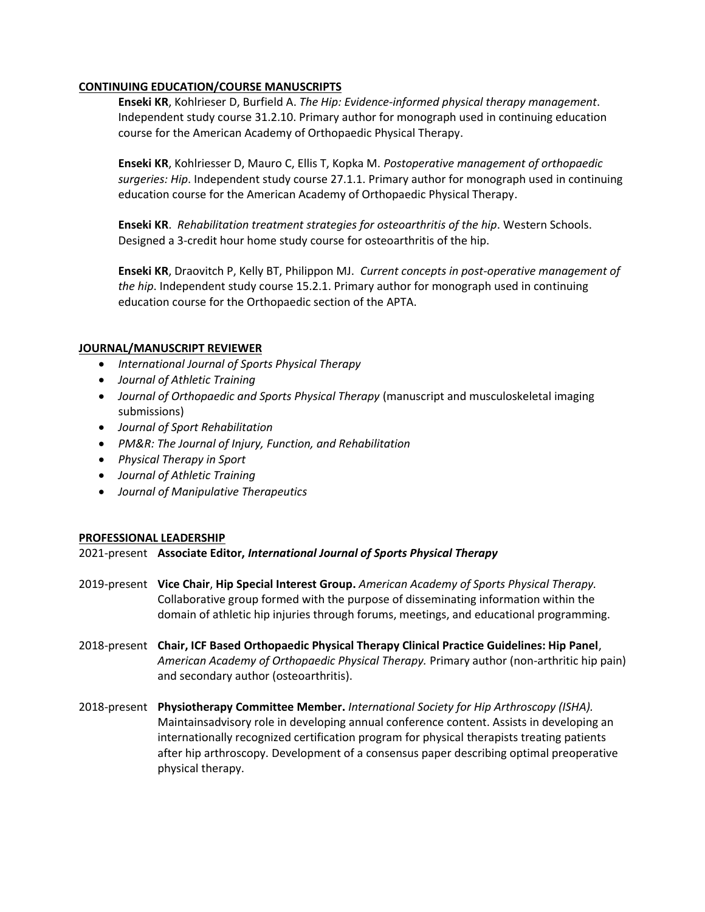## CONTINUING EDUCATION/COURSE MANUSCRIPTS

**Enseki KR**, Kohlrieser D, Burfield A. *The Hip: Evidence-informed physical therapy management*. Independent study course 31.2.10. Primary author for monograph used in continuing education course for the American Academy of Orthopaedic Physical Therapy.

**Enseki KR**, Kohlriesser D, Mauro C, Ellis T, Kopka M. *Postoperative management of orthopaedic surgeries: Hip*. Independent study course 27.1.1. Primary author for monograph used in continuing education course for the American Academy of Orthopaedic Physical Therapy.

**Enseki KR**. *Rehabilitation treatment strategies for osteoarthritis of the hip*. Western Schools. Designed a 3-credit hour home study course for osteoarthritis of the hip.

**Enseki KR**, Draovitch P, Kelly BT, Philippon MJ. *Current concepts in post-operative management of the hip*. Independent study course 15.2.1. Primary author for monograph used in continuing education course for the Orthopaedic section of the APTA.

## JOURNAL/MANUSCRIPT REVIEWER

- *International Journal of Sports Physical Therapy*
- *Journal of Athletic Training*
- *Journal of Orthopaedic and Sports Physical Therapy* (manuscript and musculoskeletal imaging submissions)
- *Journal of Sport Rehabilitation*
- *PM&R: The Journal of Injury, Function, and Rehabilitation*
- *Physical Therapy in Sport*
- *Journal of Athletic Training*
- *Journal of Manipulative Therapeutics*

## PROFESSIONAL LEADERSHIP

2021-present **Associate Editor, *International Journal of Sports Physical Therapy***

2019-present **Vice Chair**, **Hip Special Interest Group.** *American Academy of Sports Physical Therapy.* Collaborative group formed with the purpose of disseminating information within the domain of athletic hip injuries through forums, meetings, and educational programming.

2018-present **Chair, ICF Based Orthopaedic Physical Therapy Clinical Practice Guidelines: Hip Panel**, *American Academy of Orthopaedic Physical Therapy.* Primary author (non-arthritic hip pain) and secondary author (osteoarthritis).

2018-present **Physiotherapy Committee Member.** *International Society for Hip Arthroscopy (ISHA).* Maintainsadvisory role in developing annual conference content. Assists in developing an internationally recognized certification program for physical therapists treating patients after hip arthroscopy. Development of a consensus paper describing optimal preoperative physical therapy.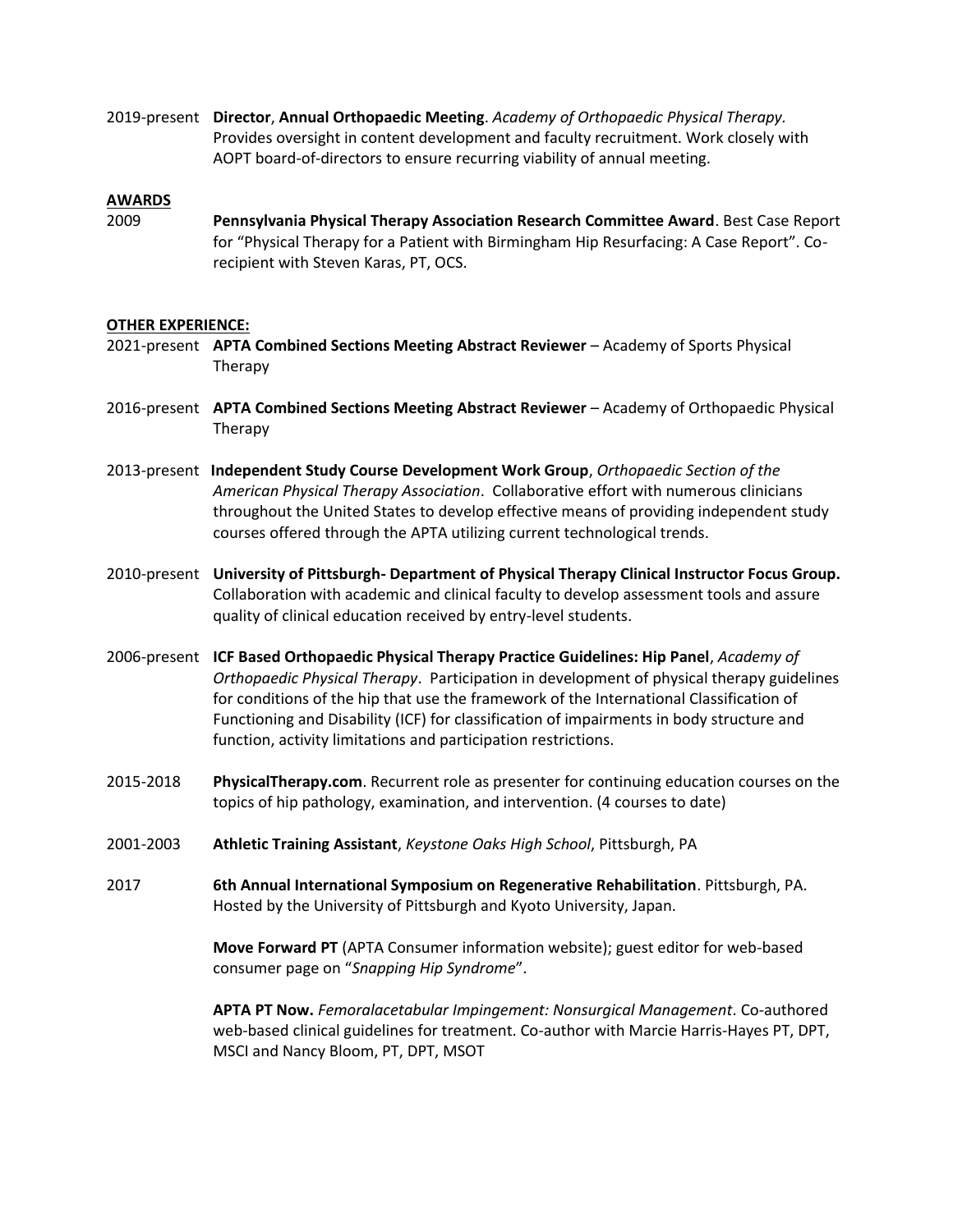2019-present **Director**, **Annual Orthopaedic Meeting**. *Academy of Orthopaedic Physical Therapy.* Provides oversight in content development and faculty recruitment. Work closely with AOPT board-of-directors to ensure recurring viability of annual meeting.

## AWARDS

2009 **Pennsylvania Physical Therapy Association Research Committee Award**. Best Case Report for "Physical Therapy for a Patient with Birmingham Hip Resurfacing: A Case Report". Co-recipient with Steven Karas, PT, OCS.

## OTHER EXPERIENCE:

2021-present **APTA Combined Sections Meeting Abstract Reviewer** – Academy of Sports Physical Therapy

2016-present **APTA Combined Sections Meeting Abstract Reviewer** – Academy of Orthopaedic Physical Therapy

2013-present **Independent Study Course Development Work Group**, *Orthopaedic Section of the American Physical Therapy Association*. Collaborative effort with numerous clinicians throughout the United States to develop effective means of providing independent study courses offered through the APTA utilizing current technological trends.

2010-present **University of Pittsburgh- Department of Physical Therapy Clinical Instructor Focus Group.** Collaboration with academic and clinical faculty to develop assessment tools and assure quality of clinical education received by entry-level students.

2006-present **ICF Based Orthopaedic Physical Therapy Practice Guidelines: Hip Panel**, *Academy of Orthopaedic Physical Therapy*. Participation in development of physical therapy guidelines for conditions of the hip that use the framework of the International Classification of Functioning and Disability (ICF) for classification of impairments in body structure and function, activity limitations and participation restrictions.

2015-2018 **PhysicalTherapy.com**. Recurrent role as presenter for continuing education courses on the topics of hip pathology, examination, and intervention. (4 courses to date)

2001-2003 **Athletic Training Assistant**, *Keystone Oaks High School*, Pittsburgh, PA

2017 **6th Annual International Symposium on Regenerative Rehabilitation**. Pittsburgh, PA. Hosted by the University of Pittsburgh and Kyoto University, Japan.

**Move Forward PT** (APTA Consumer information website); guest editor for web-based consumer page on "*Snapping Hip Syndrome*".

**APTA PT Now.** *Femoralacetabular Impingement: Nonsurgical Management*. Co-authored web-based clinical guidelines for treatment. Co-author with Marcie Harris-Hayes PT, DPT, MSCI and Nancy Bloom, PT, DPT, MSOT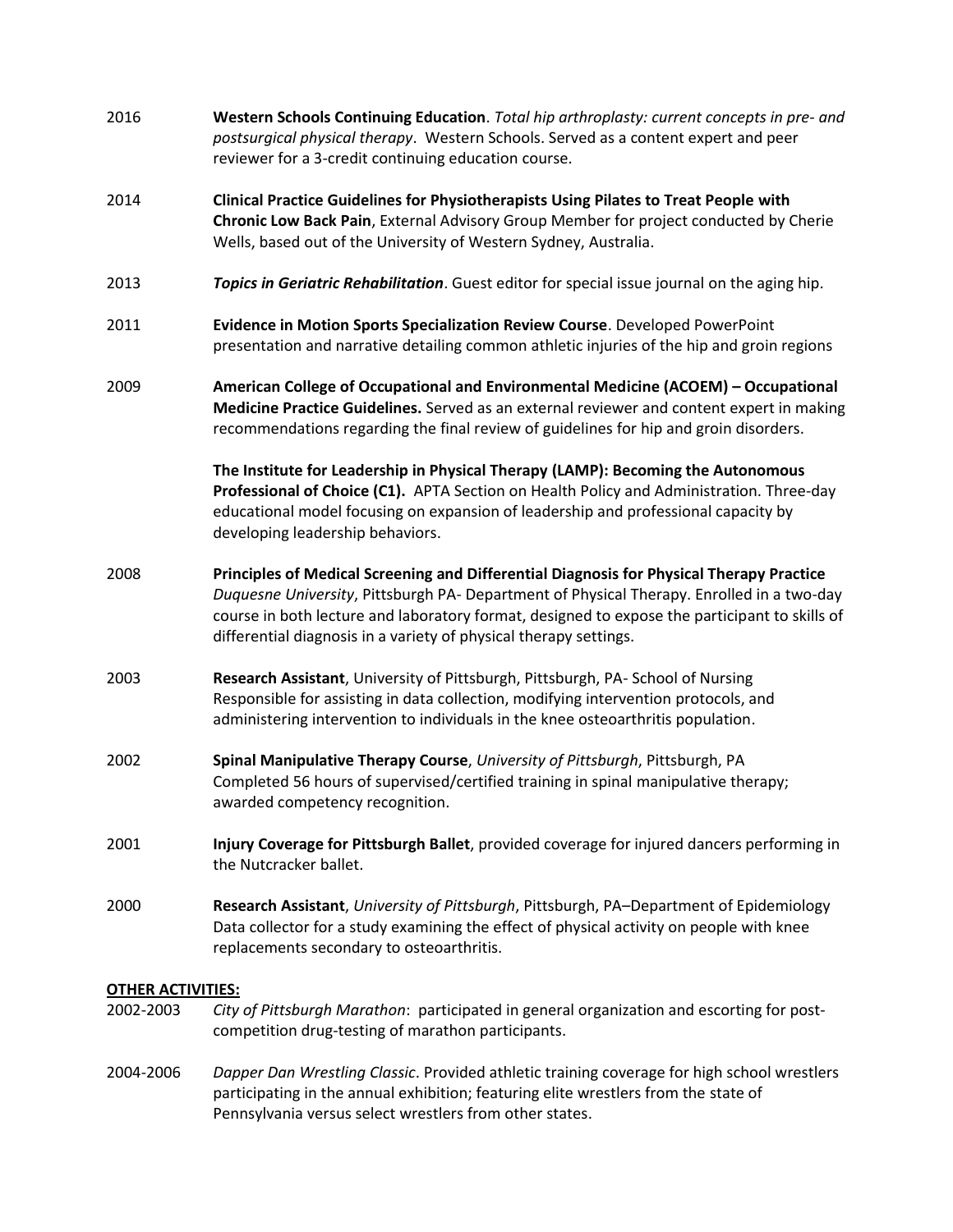2016 **Western Schools Continuing Education**. *Total hip arthroplasty: current concepts in pre- and postsurgical physical therapy*. Western Schools. Served as a content expert and peer reviewer for a 3-credit continuing education course.

2014 **Clinical Practice Guidelines for Physiotherapists Using Pilates to Treat People with Chronic Low Back Pain**, External Advisory Group Member for project conducted by Cherie Wells, based out of the University of Western Sydney, Australia.

2013 ***Topics in Geriatric Rehabilitation***. Guest editor for special issue journal on the aging hip.

2011 **Evidence in Motion Sports Specialization Review Course**. Developed PowerPoint presentation and narrative detailing common athletic injuries of the hip and groin regions

2009 **American College of Occupational and Environmental Medicine (ACOEM) – Occupational Medicine Practice Guidelines.** Served as an external reviewer and content expert in making recommendations regarding the final review of guidelines for hip and groin disorders.

**The Institute for Leadership in Physical Therapy (LAMP): Becoming the Autonomous Professional of Choice (C1).** APTA Section on Health Policy and Administration. Three-day educational model focusing on expansion of leadership and professional capacity by developing leadership behaviors.

2008 **Principles of Medical Screening and Differential Diagnosis for Physical Therapy Practice** *Duquesne University*, Pittsburgh PA- Department of Physical Therapy. Enrolled in a two-day course in both lecture and laboratory format, designed to expose the participant to skills of differential diagnosis in a variety of physical therapy settings.

2003 **Research Assistant**, University of Pittsburgh, Pittsburgh, PA- School of Nursing Responsible for assisting in data collection, modifying intervention protocols, and administering intervention to individuals in the knee osteoarthritis population.

2002 **Spinal Manipulative Therapy Course**, *University of Pittsburgh*, Pittsburgh, PA Completed 56 hours of supervised/certified training in spinal manipulative therapy; awarded competency recognition.

2001 **Injury Coverage for Pittsburgh Ballet**, provided coverage for injured dancers performing in the Nutcracker ballet.

2000 **Research Assistant**, *University of Pittsburgh*, Pittsburgh, PA–Department of Epidemiology Data collector for a study examining the effect of physical activity on people with knee replacements secondary to osteoarthritis.

**OTHER ACTIVITIES:**

2002-2003 *City of Pittsburgh Marathon*: participated in general organization and escorting for post-competition drug-testing of marathon participants.

2004-2006 *Dapper Dan Wrestling Classic*. Provided athletic training coverage for high school wrestlers participating in the annual exhibition; featuring elite wrestlers from the state of Pennsylvania versus select wrestlers from other states.